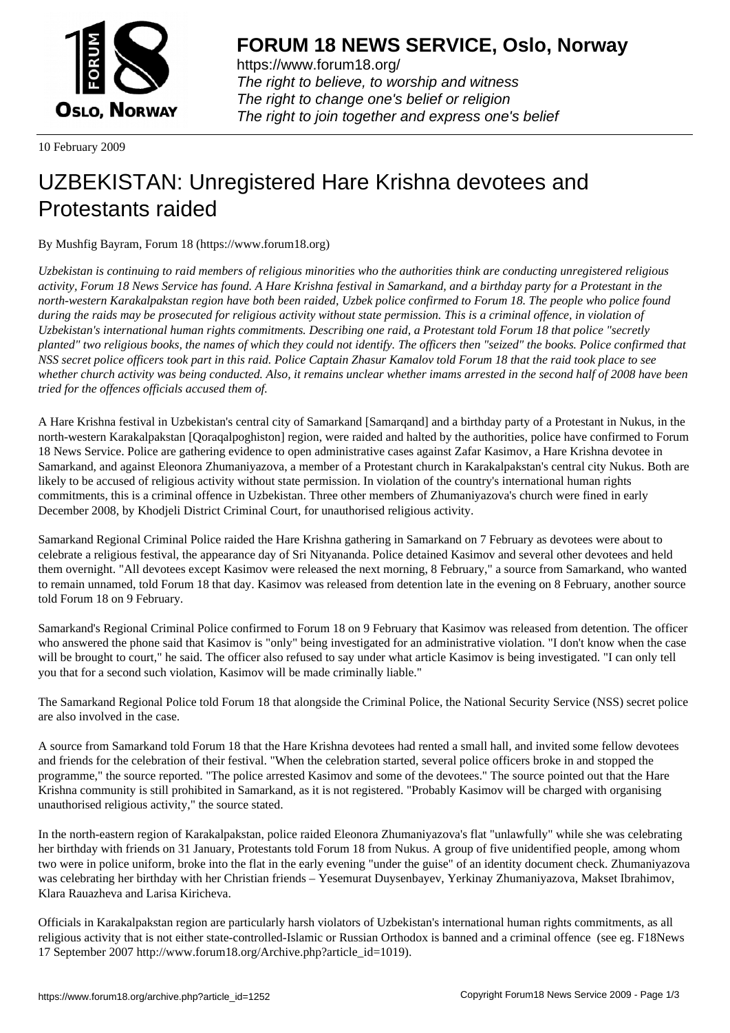**FORUM 18 NEWS SERVICE, Oslo, Norway**

https://www.forum18.org/
*The right to believe, to worship and witness*
*The right to change one's belief or religion*
*The right to join together and express one's belief*

10 February 2009

# UZBEKISTAN: Unregistered Hare Krishna devotees and Protestants raided

By Mushfig Bayram, Forum 18 (https://www.forum18.org)

*Uzbekistan is continuing to raid members of religious minorities who the authorities think are conducting unregistered religious activity, Forum 18 News Service has found. A Hare Krishna festival in Samarkand, and a birthday party for a Protestant in the north-western Karakalpakstan region have both been raided, Uzbek police confirmed to Forum 18. The people who police found during the raids may be prosecuted for religious activity without state permission. This is a criminal offence, in violation of Uzbekistan's international human rights commitments. Describing one raid, a Protestant told Forum 18 that police "secretly planted" two religious books, the names of which they could not identify. The officers then "seized" the books. Police confirmed that NSS secret police officers took part in this raid. Police Captain Zhasur Kamalov told Forum 18 that the raid took place to see whether church activity was being conducted. Also, it remains unclear whether imams arrested in the second half of 2008 have been tried for the offences officials accused them of.*

A Hare Krishna festival in Uzbekistan's central city of Samarkand [Samarqand] and a birthday party of a Protestant in Nukus, in the north-western Karakalpakstan [Qoraqalpoghiston] region, were raided and halted by the authorities, police have confirmed to Forum 18 News Service. Police are gathering evidence to open administrative cases against Zafar Kasimov, a Hare Krishna devotee in Samarkand, and against Eleonora Zhumaniyazova, a member of a Protestant church in Karakalpakstan's central city Nukus. Both are likely to be accused of religious activity without state permission. In violation of the country's international human rights commitments, this is a criminal offence in Uzbekistan. Three other members of Zhumaniyazova's church were fined in early December 2008, by Khodjeli District Criminal Court, for unauthorised religious activity.

Samarkand Regional Criminal Police raided the Hare Krishna gathering in Samarkand on 7 February as devotees were about to celebrate a religious festival, the appearance day of Sri Nityananda. Police detained Kasimov and several other devotees and held them overnight. "All devotees except Kasimov were released the next morning, 8 February," a source from Samarkand, who wanted to remain unnamed, told Forum 18 that day. Kasimov was released from detention late in the evening on 8 February, another source told Forum 18 on 9 February.

Samarkand's Regional Criminal Police confirmed to Forum 18 on 9 February that Kasimov was released from detention. The officer who answered the phone said that Kasimov is "only" being investigated for an administrative violation. "I don't know when the case will be brought to court," he said. The officer also refused to say under what article Kasimov is being investigated. "I can only tell you that for a second such violation, Kasimov will be made criminally liable."

The Samarkand Regional Police told Forum 18 that alongside the Criminal Police, the National Security Service (NSS) secret police are also involved in the case.

A source from Samarkand told Forum 18 that the Hare Krishna devotees had rented a small hall, and invited some fellow devotees and friends for the celebration of their festival. "When the celebration started, several police officers broke in and stopped the programme," the source reported. "The police arrested Kasimov and some of the devotees." The source pointed out that the Hare Krishna community is still prohibited in Samarkand, as it is not registered. "Probably Kasimov will be charged with organising unauthorised religious activity," the source stated.

In the north-eastern region of Karakalpakstan, police raided Eleonora Zhumaniyazova's flat "unlawfully" while she was celebrating her birthday with friends on 31 January, Protestants told Forum 18 from Nukus. A group of five unidentified people, among whom two were in police uniform, broke into the flat in the early evening "under the guise" of an identity document check. Zhumaniyazova was celebrating her birthday with her Christian friends – Yesemurat Duysenbayev, Yerkinay Zhumaniyazova, Makset Ibrahimov, Klara Rauazheva and Larisa Kiricheva.

Officials in Karakalpakstan region are particularly harsh violators of Uzbekistan's international human rights commitments, as all religious activity that is not either state-controlled-Islamic or Russian Orthodox is banned and a criminal offence (see eg. F18News 17 September 2007 http://www.forum18.org/Archive.php?article_id=1019).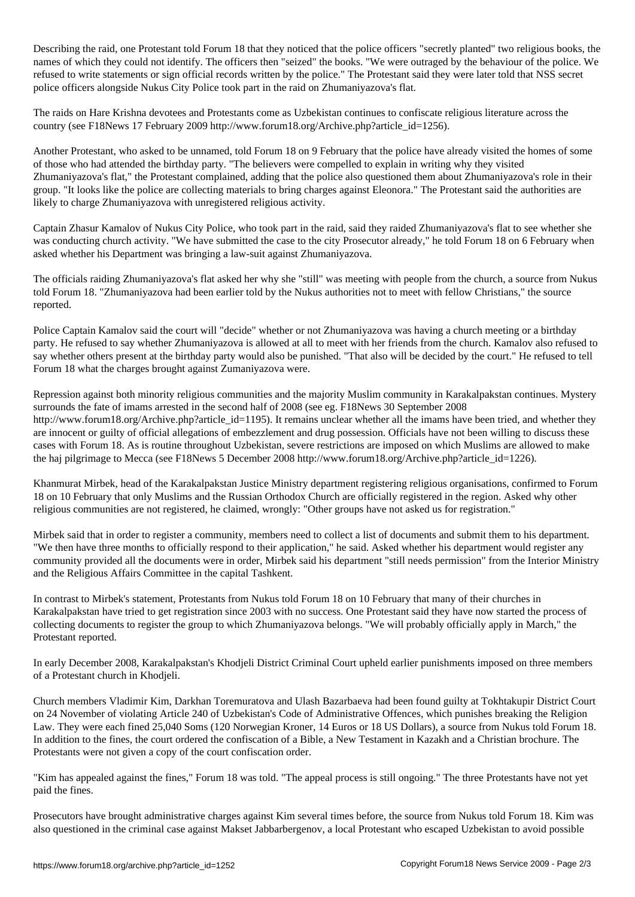Describing the raid, one Protestant told Forum 18 that they noticed that the police officers "secretly planted" two religious books, the names of which they could not identify. The officers then "seized" the books. "We were outraged by the behaviour of the police. We refused to write statements or sign official records written by the police." The Protestant said they were later told that NSS secret police officers alongside Nukus City Police took part in the raid on Zhumaniyazova's flat.

The raids on Hare Krishna devotees and Protestants come as Uzbekistan continues to confiscate religious literature across the country (see F18News 17 February 2009 http://www.forum18.org/Archive.php?article_id=1256).

Another Protestant, who asked to be unnamed, told Forum 18 on 9 February that the police have already visited the homes of some of those who had attended the birthday party. "The believers were compelled to explain in writing why they visited Zhumaniyazova's flat," the Protestant complained, adding that the police also questioned them about Zhumaniyazova's role in their group. "It looks like the police are collecting materials to bring charges against Eleonora." The Protestant said the authorities are likely to charge Zhumaniyazova with unregistered religious activity.

Captain Zhasur Kamalov of Nukus City Police, who took part in the raid, said they raided Zhumaniyazova's flat to see whether she was conducting church activity. "We have submitted the case to the city Prosecutor already," he told Forum 18 on 6 February when asked whether his Department was bringing a law-suit against Zhumaniyazova.

The officials raiding Zhumaniyazova's flat asked her why she "still" was meeting with people from the church, a source from Nukus told Forum 18. "Zhumaniyazova had been earlier told by the Nukus authorities not to meet with fellow Christians," the source reported.

Police Captain Kamalov said the court will "decide" whether or not Zhumaniyazova was having a church meeting or a birthday party. He refused to say whether Zhumaniyazova is allowed at all to meet with her friends from the church. Kamalov also refused to say whether others present at the birthday party would also be punished. "That also will be decided by the court." He refused to tell Forum 18 what the charges brought against Zumaniyazova were.

Repression against both minority religious communities and the majority Muslim community in Karakalpakstan continues. Mystery surrounds the fate of imams arrested in the second half of 2008 (see eg. F18News 30 September 2008 http://www.forum18.org/Archive.php?article_id=1195). It remains unclear whether all the imams have been tried, and whether they are innocent or guilty of official allegations of embezzlement and drug possession. Officials have not been willing to discuss these cases with Forum 18. As is routine throughout Uzbekistan, severe restrictions are imposed on which Muslims are allowed to make the haj pilgrimage to Mecca (see F18News 5 December 2008 http://www.forum18.org/Archive.php?article_id=1226).

Khanmurat Mirbek, head of the Karakalpakstan Justice Ministry department registering religious organisations, confirmed to Forum 18 on 10 February that only Muslims and the Russian Orthodox Church are officially registered in the region. Asked why other religious communities are not registered, he claimed, wrongly: "Other groups have not asked us for registration."

Mirbek said that in order to register a community, members need to collect a list of documents and submit them to his department. "We then have three months to officially respond to their application," he said. Asked whether his department would register any community provided all the documents were in order, Mirbek said his department "still needs permission" from the Interior Ministry and the Religious Affairs Committee in the capital Tashkent.

In contrast to Mirbek's statement, Protestants from Nukus told Forum 18 on 10 February that many of their churches in Karakalpakstan have tried to get registration since 2003 with no success. One Protestant said they have now started the process of collecting documents to register the group to which Zhumaniyazova belongs. "We will probably officially apply in March," the Protestant reported.

In early December 2008, Karakalpakstan's Khodjeli District Criminal Court upheld earlier punishments imposed on three members of a Protestant church in Khodjeli.

Church members Vladimir Kim, Darkhan Toremuratova and Ulash Bazarbaeva had been found guilty at Tokhtakupir District Court on 24 November of violating Article 240 of Uzbekistan's Code of Administrative Offences, which punishes breaking the Religion Law. They were each fined 25,040 Soms (120 Norwegian Kroner, 14 Euros or 18 US Dollars), a source from Nukus told Forum 18. In addition to the fines, the court ordered the confiscation of a Bible, a New Testament in Kazakh and a Christian brochure. The Protestants were not given a copy of the court confiscation order.

"Kim has appealed against the fines," Forum 18 was told. "The appeal process is still ongoing." The three Protestants have not yet paid the fines.

Prosecutors have brought administrative charges against Kim several times before, the source from Nukus told Forum 18. Kim was also questioned in the criminal case against Makset Jabbarbergenov, a local Protestant who escaped Uzbekistan to avoid possible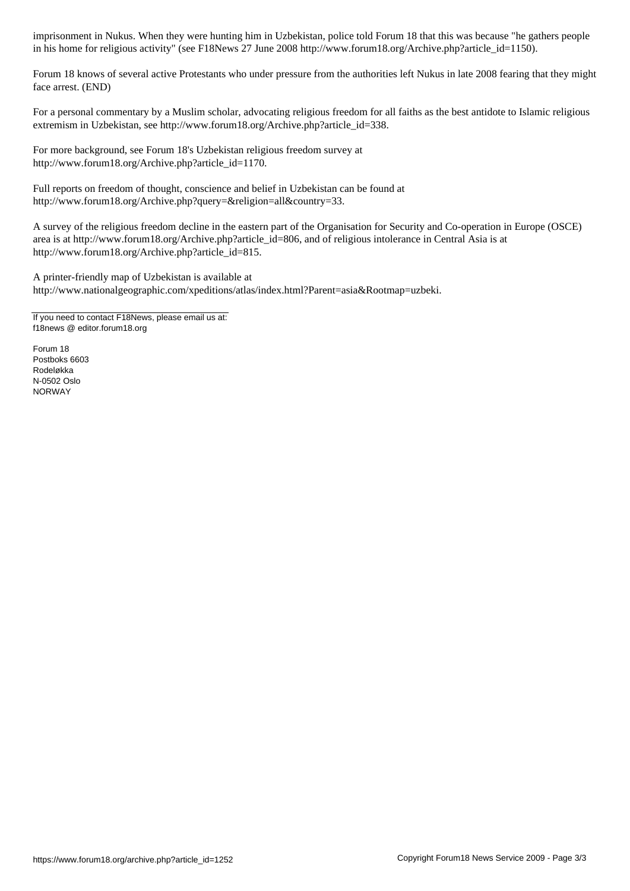imprisonment in Nukus. When they were hunting him in Uzbekistan, police told Forum 18 that this was because "he gathers people in his home for religious activity" (see F18News 27 June 2008 http://www.forum18.org/Archive.php?article_id=1150).

Forum 18 knows of several active Protestants who under pressure from the authorities left Nukus in late 2008 fearing that they might face arrest. (END)

For a personal commentary by a Muslim scholar, advocating religious freedom for all faiths as the best antidote to Islamic religious extremism in Uzbekistan, see http://www.forum18.org/Archive.php?article_id=338.

For more background, see Forum 18's Uzbekistan religious freedom survey at http://www.forum18.org/Archive.php?article_id=1170.

Full reports on freedom of thought, conscience and belief in Uzbekistan can be found at http://www.forum18.org/Archive.php?query=&religion=all&country=33.

A survey of the religious freedom decline in the eastern part of the Organisation for Security and Co-operation in Europe (OSCE) area is at http://www.forum18.org/Archive.php?article_id=806, and of religious intolerance in Central Asia is at http://www.forum18.org/Archive.php?article_id=815.

A printer-friendly map of Uzbekistan is available at http://www.nationalgeographic.com/xpeditions/atlas/index.html?Parent=asia&Rootmap=uzbeki.

If you need to contact F18News, please email us at:
f18news @ editor.forum18.org

Forum 18
Postboks 6603
Rodeløkka
N-0502 Oslo
NORWAY